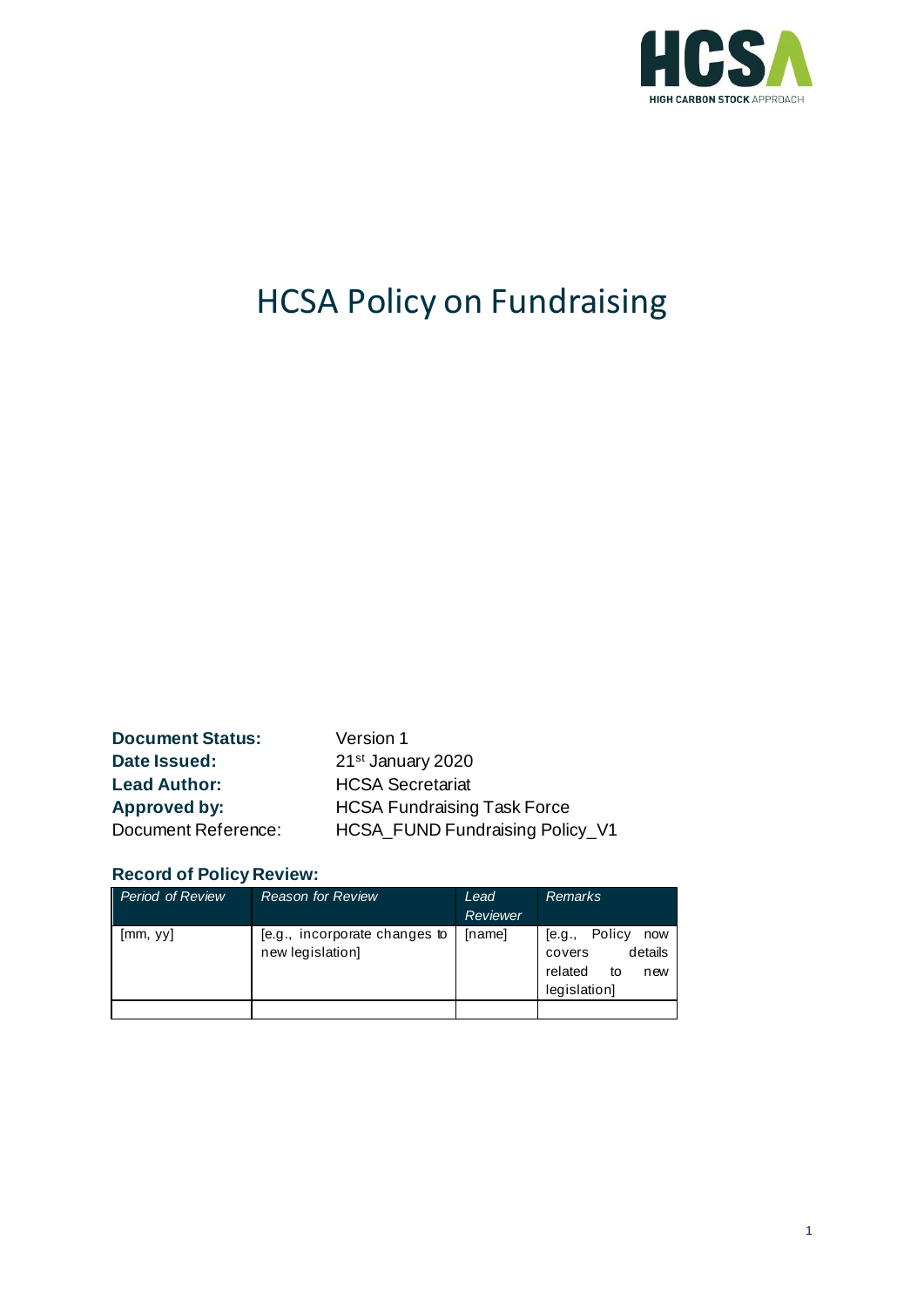HCSA
HIGH CARBON STOCK APPROACH

# HCSA Policy on Fundraising

**Document Status:** Version 1
**Date Issued:** 21st January 2020
**Lead Author:** HCSA Secretariat
**Approved by:** HCSA Fundraising Task Force
Document Reference: HCSA_FUND Fundraising Policy_V1

## Record of Policy Review:

| *Period of Review* | *Reason for Review* | *Lead Reviewer* | *Remarks* |
|---|---|---|---|
| [mm, yy] | [e.g., incorporate changes to new legislation] | [name] | [e.g., Policy now covers details related to new legislation] |
| | | | |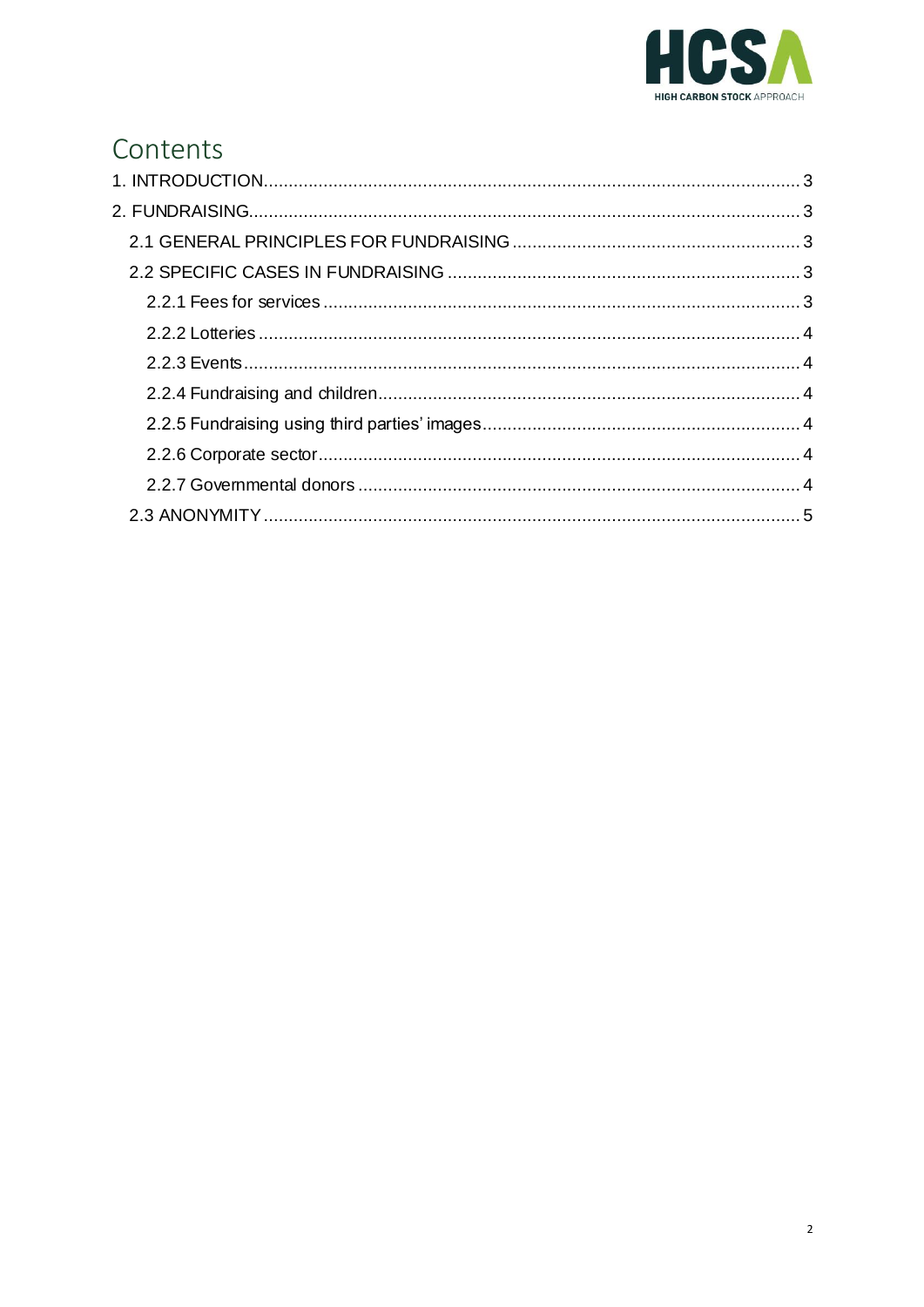# Contents

1. INTRODUCTION .......... 3
2. FUNDRAISING .......... 3
   - 2.1 GENERAL PRINCIPLES FOR FUNDRAISING .......... 3
   - 2.2 SPECIFIC CASES IN FUNDRAISING .......... 3
     - 2.2.1 Fees for services .......... 3
     - 2.2.2 Lotteries .......... 4
     - 2.2.3 Events .......... 4
     - 2.2.4 Fundraising and children .......... 4
     - 2.2.5 Fundraising using third parties' images .......... 4
     - 2.2.6 Corporate sector .......... 4
     - 2.2.7 Governmental donors .......... 4
   - 2.3 ANONYMITY .......... 5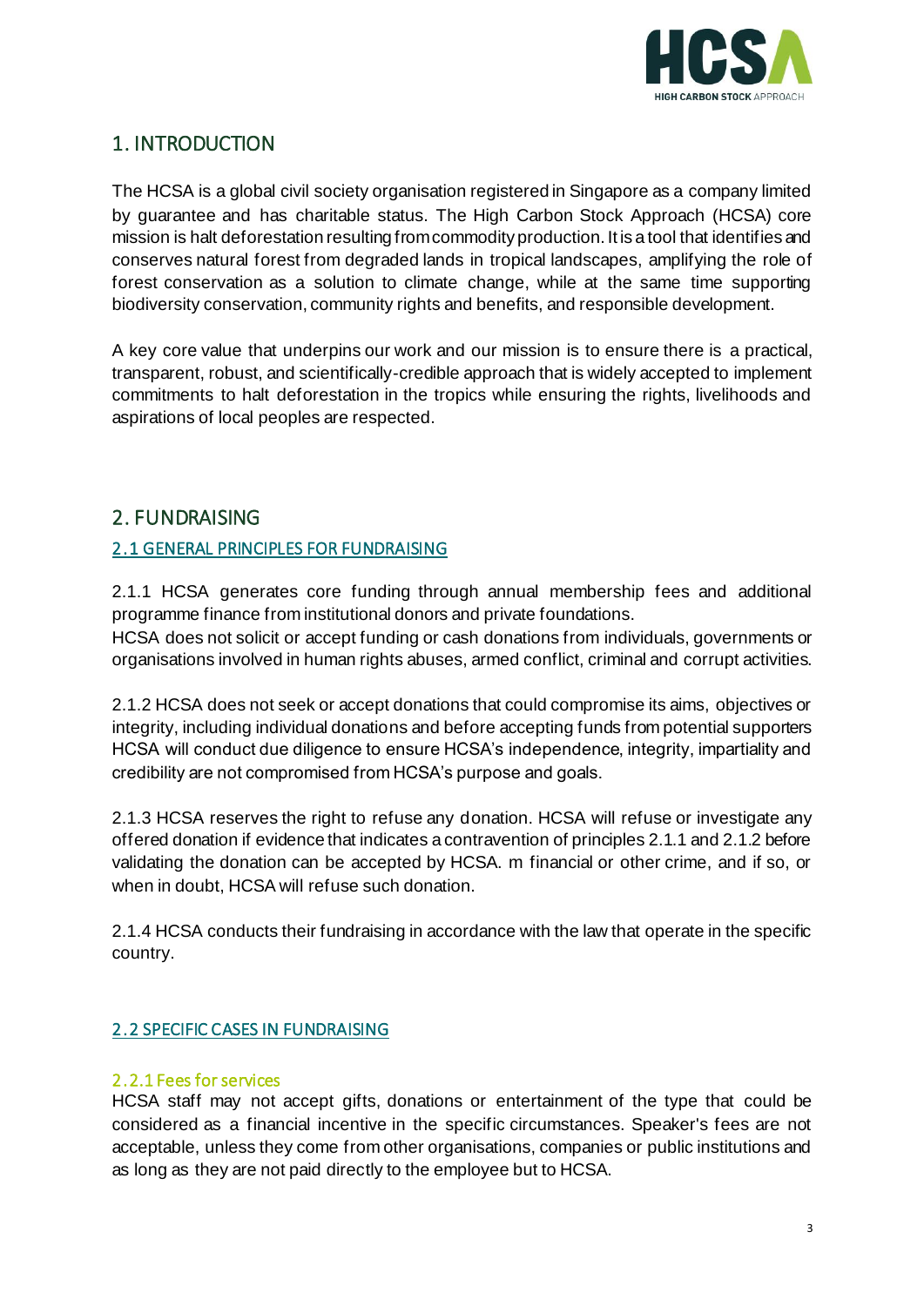# 1. INTRODUCTION

The HCSA is a global civil society organisation registered in Singapore as a company limited by guarantee and has charitable status. The High Carbon Stock Approach (HCSA) core mission is halt deforestation resulting from commodity production. It is a tool that identifies and conserves natural forest from degraded lands in tropical landscapes, amplifying the role of forest conservation as a solution to climate change, while at the same time supporting biodiversity conservation, community rights and benefits, and responsible development.

A key core value that underpins our work and our mission is to ensure there is a practical, transparent, robust, and scientifically-credible approach that is widely accepted to implement commitments to halt deforestation in the tropics while ensuring the rights, livelihoods and aspirations of local peoples are respected.

# 2. FUNDRAISING

## 2.1 GENERAL PRINCIPLES FOR FUNDRAISING

2.1.1 HCSA generates core funding through annual membership fees and additional programme finance from institutional donors and private foundations.
HCSA does not solicit or accept funding or cash donations from individuals, governments or organisations involved in human rights abuses, armed conflict, criminal and corrupt activities.

2.1.2 HCSA does not seek or accept donations that could compromise its aims, objectives or integrity, including individual donations and before accepting funds from potential supporters HCSA will conduct due diligence to ensure HCSA's independence, integrity, impartiality and credibility are not compromised from HCSA's purpose and goals.

2.1.3 HCSA reserves the right to refuse any donation. HCSA will refuse or investigate any offered donation if evidence that indicates a contravention of principles 2.1.1 and 2.1.2 before validating the donation can be accepted by HCSA. m financial or other crime, and if so, or when in doubt, HCSA will refuse such donation.

2.1.4 HCSA conducts their fundraising in accordance with the law that operate in the specific country.

## 2.2 SPECIFIC CASES IN FUNDRAISING

### 2.2.1 Fees for services

HCSA staff may not accept gifts, donations or entertainment of the type that could be considered as a financial incentive in the specific circumstances. Speaker's fees are not acceptable, unless they come from other organisations, companies or public institutions and as long as they are not paid directly to the employee but to HCSA.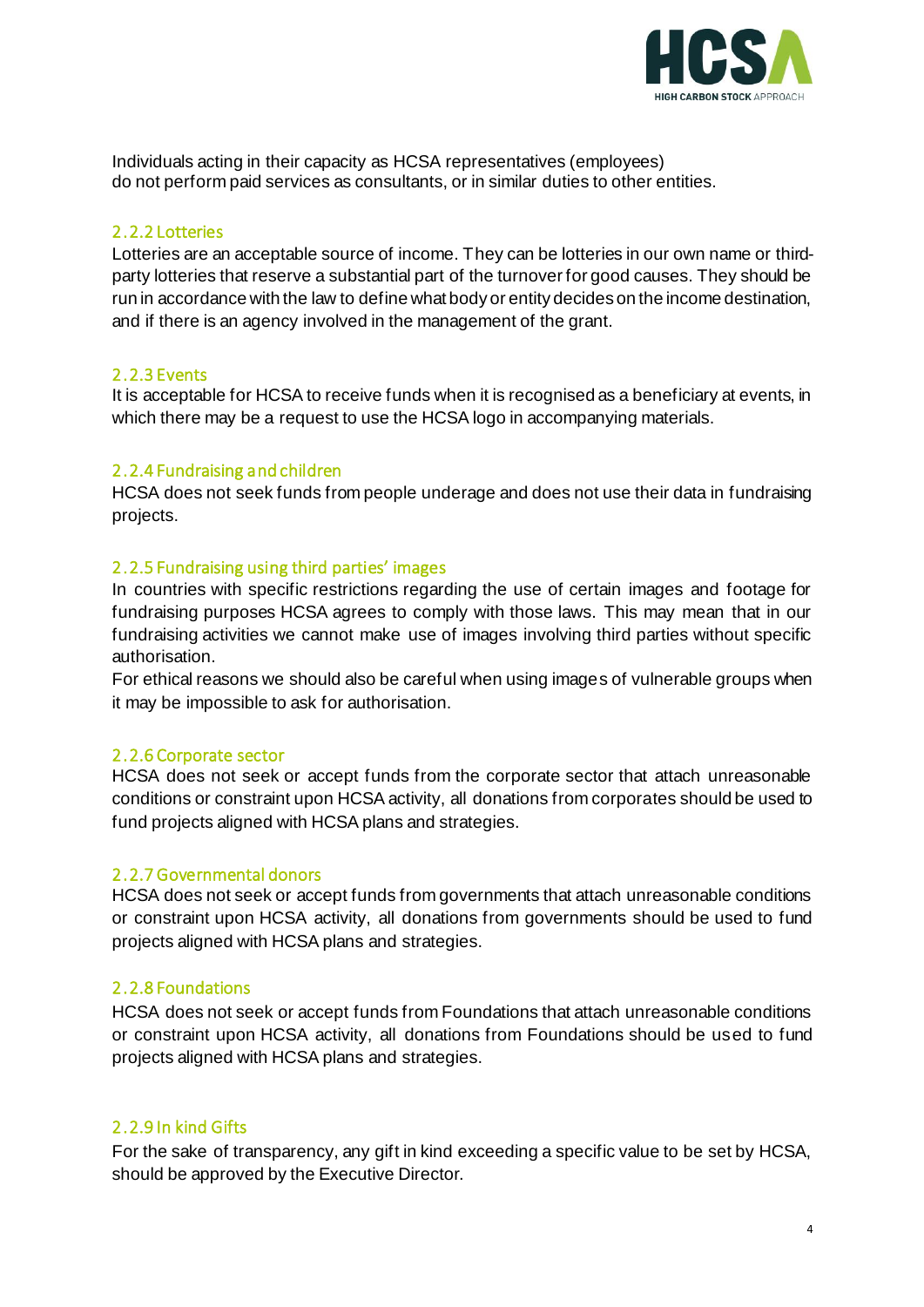Individuals acting in their capacity as HCSA representatives (employees) do not perform paid services as consultants, or in similar duties to other entities.

### 2.2.2 Lotteries

Lotteries are an acceptable source of income. They can be lotteries in our own name or third-party lotteries that reserve a substantial part of the turnover for good causes. They should be run in accordance with the law to define what body or entity decides on the income destination, and if there is an agency involved in the management of the grant.

### 2.2.3 Events

It is acceptable for HCSA to receive funds when it is recognised as a beneficiary at events, in which there may be a request to use the HCSA logo in accompanying materials.

### 2.2.4 Fundraising and children

HCSA does not seek funds from people underage and does not use their data in fundraising projects.

### 2.2.5 Fundraising using third parties' images

In countries with specific restrictions regarding the use of certain images and footage for fundraising purposes HCSA agrees to comply with those laws. This may mean that in our fundraising activities we cannot make use of images involving third parties without specific authorisation.

For ethical reasons we should also be careful when using images of vulnerable groups when it may be impossible to ask for authorisation.

### 2.2.6 Corporate sector

HCSA does not seek or accept funds from the corporate sector that attach unreasonable conditions or constraint upon HCSA activity, all donations from corporates should be used to fund projects aligned with HCSA plans and strategies.

### 2.2.7 Governmental donors

HCSA does not seek or accept funds from governments that attach unreasonable conditions or constraint upon HCSA activity, all donations from governments should be used to fund projects aligned with HCSA plans and strategies.

### 2.2.8 Foundations

HCSA does not seek or accept funds from Foundations that attach unreasonable conditions or constraint upon HCSA activity, all donations from Foundations should be used to fund projects aligned with HCSA plans and strategies.

### 2.2.9 In kind Gifts

For the sake of transparency, any gift in kind exceeding a specific value to be set by HCSA, should be approved by the Executive Director.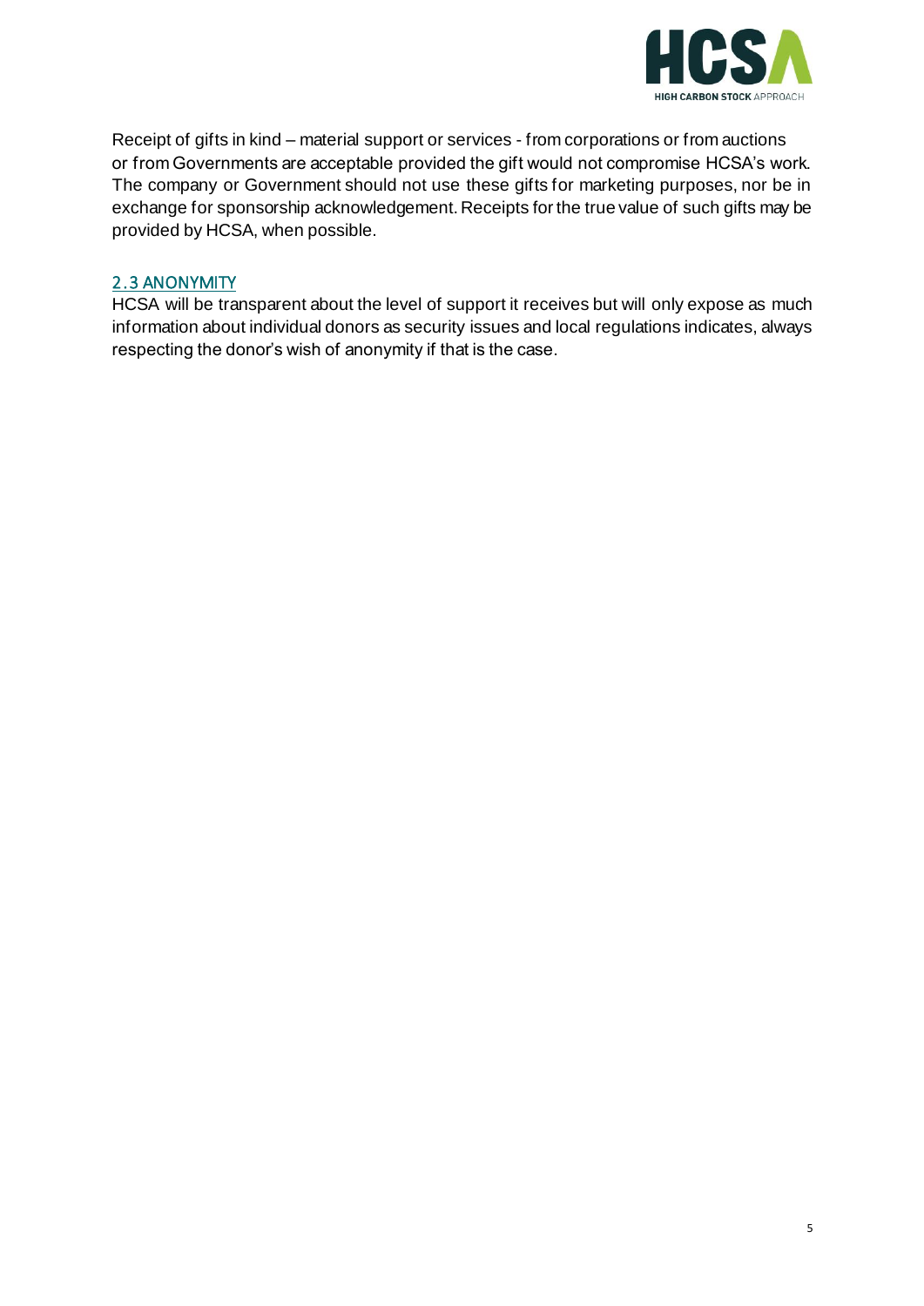Receipt of gifts in kind – material support or services - from corporations or from auctions or from Governments are acceptable provided the gift would not compromise HCSA's work. The company or Government should not use these gifts for marketing purposes, nor be in exchange for sponsorship acknowledgement. Receipts for the true value of such gifts may be provided by HCSA, when possible.

## 2.3 ANONYMITY

HCSA will be transparent about the level of support it receives but will only expose as much information about individual donors as security issues and local regulations indicates, always respecting the donor's wish of anonymity if that is the case.